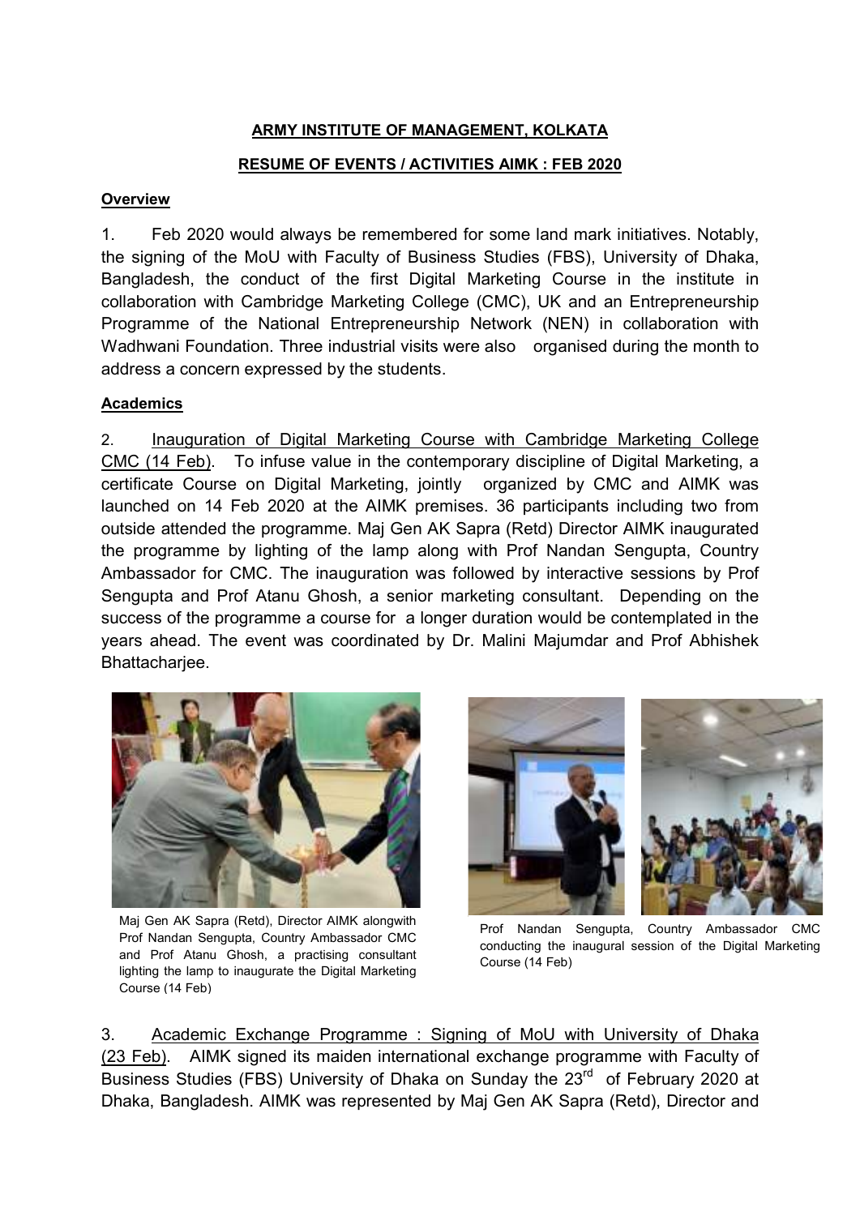**ARMY INSTITUTE OF MANAGEMENT, KOLKATA**

**RESUME OF EVENTS / ACTIVITIES AIMK : FEB 2020**

**Overview**

1. Feb 2020 would always be remembered for some land mark initiatives. Notably, the signing of the MoU with Faculty of Business Studies (FBS), University of Dhaka, Bangladesh, the conduct of the first Digital Marketing Course in the institute in collaboration with Cambridge Marketing College (CMC), UK and an Entrepreneurship Programme of the National Entrepreneurship Network (NEN) in collaboration with Wadhwani Foundation. Three industrial visits were also organised during the month to address a concern expressed by the students.

**Academics**

2. Inauguration of Digital Marketing Course with Cambridge Marketing College CMC (14 Feb). To infuse value in the contemporary discipline of Digital Marketing, a certificate Course on Digital Marketing, jointly organized by CMC and AIMK was launched on 14 Feb 2020 at the AIMK premises. 36 participants including two from outside attended the programme. Maj Gen AK Sapra (Retd) Director AIMK inaugurated the programme by lighting of the lamp along with Prof Nandan Sengupta, Country Ambassador for CMC. The inauguration was followed by interactive sessions by Prof Sengupta and Prof Atanu Ghosh, a senior marketing consultant. Depending on the success of the programme a course for a longer duration would be contemplated in the years ahead. The event was coordinated by Dr. Malini Majumdar and Prof Abhishek Bhattacharjee.

Maj Gen AK Sapra (Retd), Director AIMK alongwith Prof Nandan Sengupta, Country Ambassador CMC and Prof Atanu Ghosh, a practising consultant lighting the lamp to inaugurate the Digital Marketing Course (14 Feb)

Prof Nandan Sengupta, Country Ambassador CMC conducting the inaugural session of the Digital Marketing Course (14 Feb)

3. Academic Exchange Programme : Signing of MoU with University of Dhaka (23 Feb). AIMK signed its maiden international exchange programme with Faculty of Business Studies (FBS) University of Dhaka on Sunday the 23rd of February 2020 at Dhaka, Bangladesh. AIMK was represented by Maj Gen AK Sapra (Retd), Director and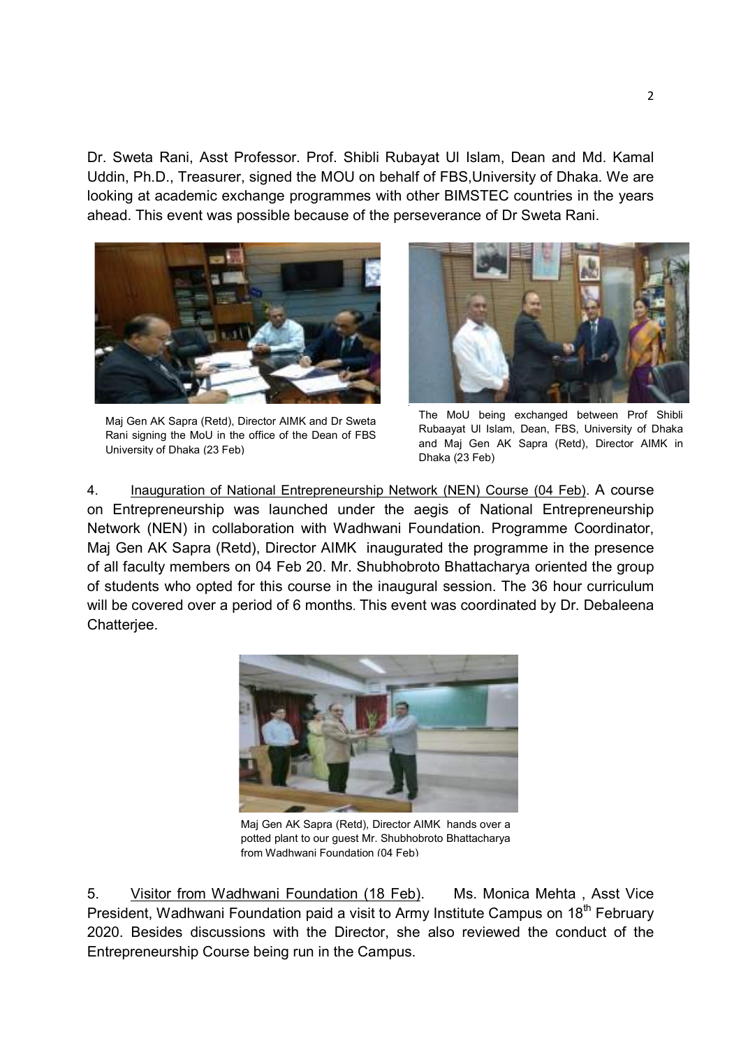Dr. Sweta Rani, Asst Professor. Prof. Shibli Rubayat Ul Islam, Dean and Md. Kamal Uddin, Ph.D., Treasurer, signed the MOU on behalf of FBS,University of Dhaka. We are looking at academic exchange programmes with other BIMSTEC countries in the years ahead. This event was possible because of the perseverance of Dr Sweta Rani.

Maj Gen AK Sapra (Retd), Director AIMK and Dr Sweta Rani signing the MoU in the office of the Dean of FBS University of Dhaka (23 Feb)

The MoU being exchanged between Prof Shibli Rubaayat Ul Islam, Dean, FBS, University of Dhaka and Maj Gen AK Sapra (Retd), Director AIMK in Dhaka (23 Feb)

4. Inauguration of National Entrepreneurship Network (NEN) Course (04 Feb). A course on Entrepreneurship was launched under the aegis of National Entrepreneurship Network (NEN) in collaboration with Wadhwani Foundation. Programme Coordinator, Maj Gen AK Sapra (Retd), Director AIMK inaugurated the programme in the presence of all faculty members on 04 Feb 20. Mr. Shubhobroto Bhattacharya oriented the group of students who opted for this course in the inaugural session. The 36 hour curriculum will be covered over a period of 6 months. This event was coordinated by Dr. Debaleena Chatterjee.

Maj Gen AK Sapra (Retd), Director AIMK hands over a potted plant to our guest Mr. Shubhobroto Bhattacharya from Wadhwani Foundation (04 Feb)

5. Visitor from Wadhwani Foundation (18 Feb). Ms. Monica Mehta , Asst Vice President, Wadhwani Foundation paid a visit to Army Institute Campus on 18th February 2020. Besides discussions with the Director, she also reviewed the conduct of the Entrepreneurship Course being run in the Campus.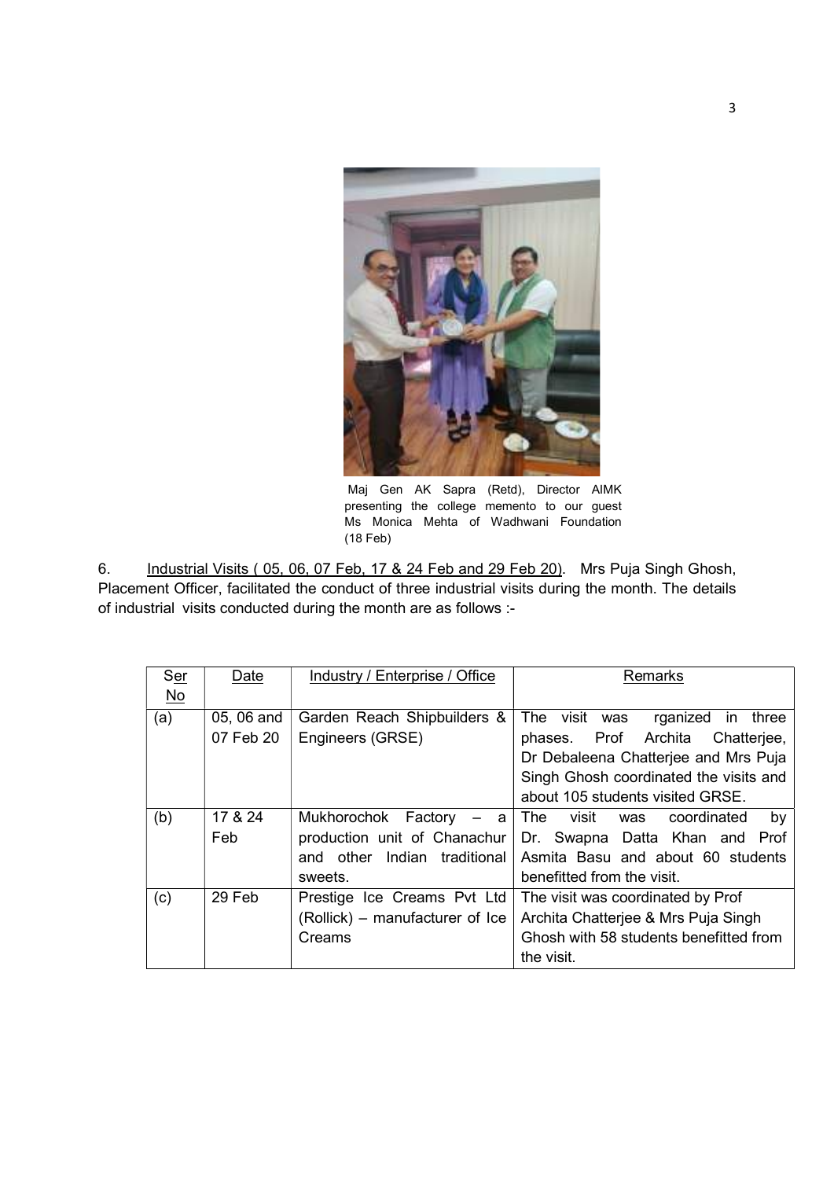Maj Gen AK Sapra (Retd), Director AIMK presenting the college memento to our guest Ms Monica Mehta of Wadhwani Foundation (18 Feb)

6. Industrial Visits ( 05, 06, 07 Feb, 17 & 24 Feb and 29 Feb 20). Mrs Puja Singh Ghosh, Placement Officer, facilitated the conduct of three industrial visits during the month. The details of industrial visits conducted during the month are as follows :-

| Ser No | Date | Industry / Enterprise / Office | Remarks |
|---|---|---|---|
| (a) | 05, 06 and 07 Feb 20 | Garden Reach Shipbuilders & Engineers (GRSE) | The visit was rganized in three phases. Prof Archita Chatterjee, Dr Debaleena Chatterjee and Mrs Puja Singh Ghosh coordinated the visits and about 105 students visited GRSE. |
| (b) | 17 & 24 Feb | Mukhorochok Factory – a production unit of Chanachur and other Indian traditional sweets. | The visit was coordinated by Dr. Swapna Datta Khan and Prof Asmita Basu and about 60 students benefitted from the visit. |
| (c) | 29 Feb | Prestige Ice Creams Pvt Ltd (Rollick) – manufacturer of Ice Creams | The visit was coordinated by Prof Archita Chatterjee & Mrs Puja Singh Ghosh with 58 students benefitted from the visit. |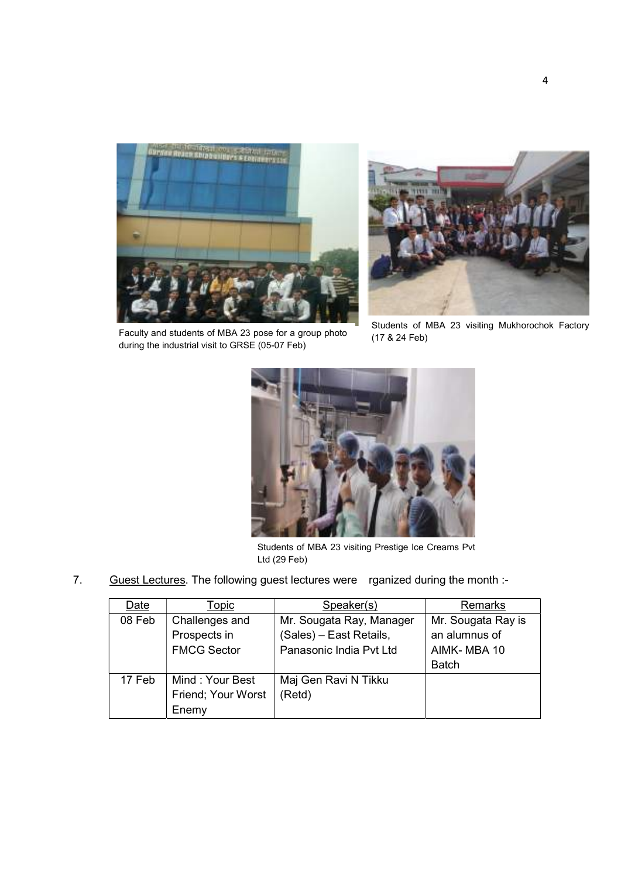Faculty and students of MBA 23 pose for a group photo during the industrial visit to GRSE (05-07 Feb)

Students of MBA 23 visiting Mukhorochok Factory (17 & 24 Feb)

Students of MBA 23 visiting Prestige Ice Creams Pvt Ltd (29 Feb)

7. Guest Lectures. The following guest lectures were rganized during the month :-

| Date | Topic | Speaker(s) | Remarks |
|---|---|---|---|
| 08 Feb | Challenges and Prospects in FMCG Sector | Mr. Sougata Ray, Manager (Sales) – East Retails, Panasonic India Pvt Ltd | Mr. Sougata Ray is an alumnus of AIMK- MBA 10 Batch |
| 17 Feb | Mind : Your Best Friend; Your Worst Enemy | Maj Gen Ravi N Tikku (Retd) | |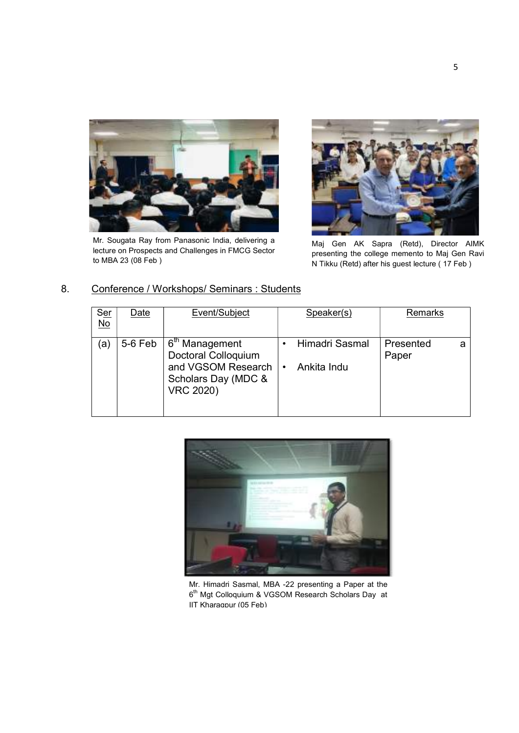Mr. Sougata Ray from Panasonic India, delivering a lecture on Prospects and Challenges in FMCG Sector to MBA 23 (08 Feb )

Maj Gen AK Sapra (Retd), Director AIMK presenting the college memento to Maj Gen Ravi N Tikku (Retd) after his guest lecture ( 17 Feb )

8. Conference / Workshops/ Seminars : Students

| Ser No | Date | Event/Subject | Speaker(s) | Remarks |
|---|---|---|---|---|
| (a) | 5-6 Feb | 6th Management Doctoral Colloquium and VGSOM Research Scholars Day (MDC & VRC 2020) | • Himadri Sasmal<br>• Ankita Indu | Presented a Paper |

Mr. Himadri Sasmal, MBA -22 presenting a Paper at the 6th Mgt Colloquium & VGSOM Research Scholars Day at IIT Kharagpur (05 Feb)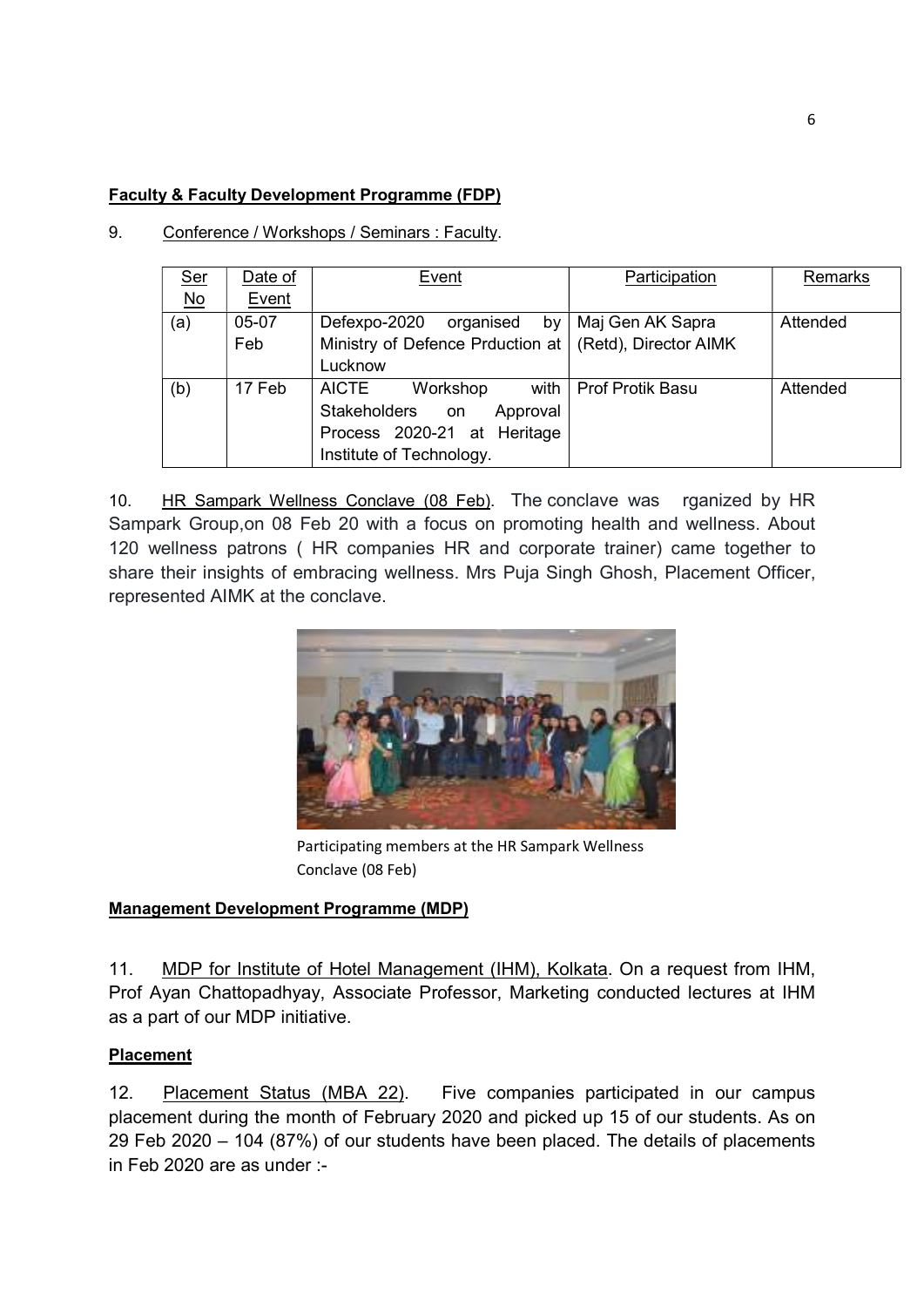**Faculty & Faculty Development Programme (FDP)**

9. Conference / Workshops / Seminars : Faculty.

| Ser No | Date of Event | Event | Participation | Remarks |
|---|---|---|---|---|
| (a) | 05-07 Feb | Defexpo-2020 organised by Ministry of Defence Prduction at Lucknow | Maj Gen AK Sapra (Retd), Director AIMK | Attended |
| (b) | 17 Feb | AICTE Workshop with Stakeholders on Approval Process 2020-21 at Heritage Institute of Technology. | Prof Protik Basu | Attended |

10. HR Sampark Wellness Conclave (08 Feb). The conclave was rganized by HR Sampark Group,on 08 Feb 20 with a focus on promoting health and wellness. About 120 wellness patrons ( HR companies HR and corporate trainer) came together to share their insights of embracing wellness. Mrs Puja Singh Ghosh, Placement Officer, represented AIMK at the conclave.

Participating members at the HR Sampark Wellness Conclave (08 Feb)

**Management Development Programme (MDP)**

11. MDP for Institute of Hotel Management (IHM), Kolkata. On a request from IHM, Prof Ayan Chattopadhyay, Associate Professor, Marketing conducted lectures at IHM as a part of our MDP initiative.

**Placement**

12. Placement Status (MBA 22). Five companies participated in our campus placement during the month of February 2020 and picked up 15 of our students. As on 29 Feb 2020 – 104 (87%) of our students have been placed. The details of placements in Feb 2020 are as under :-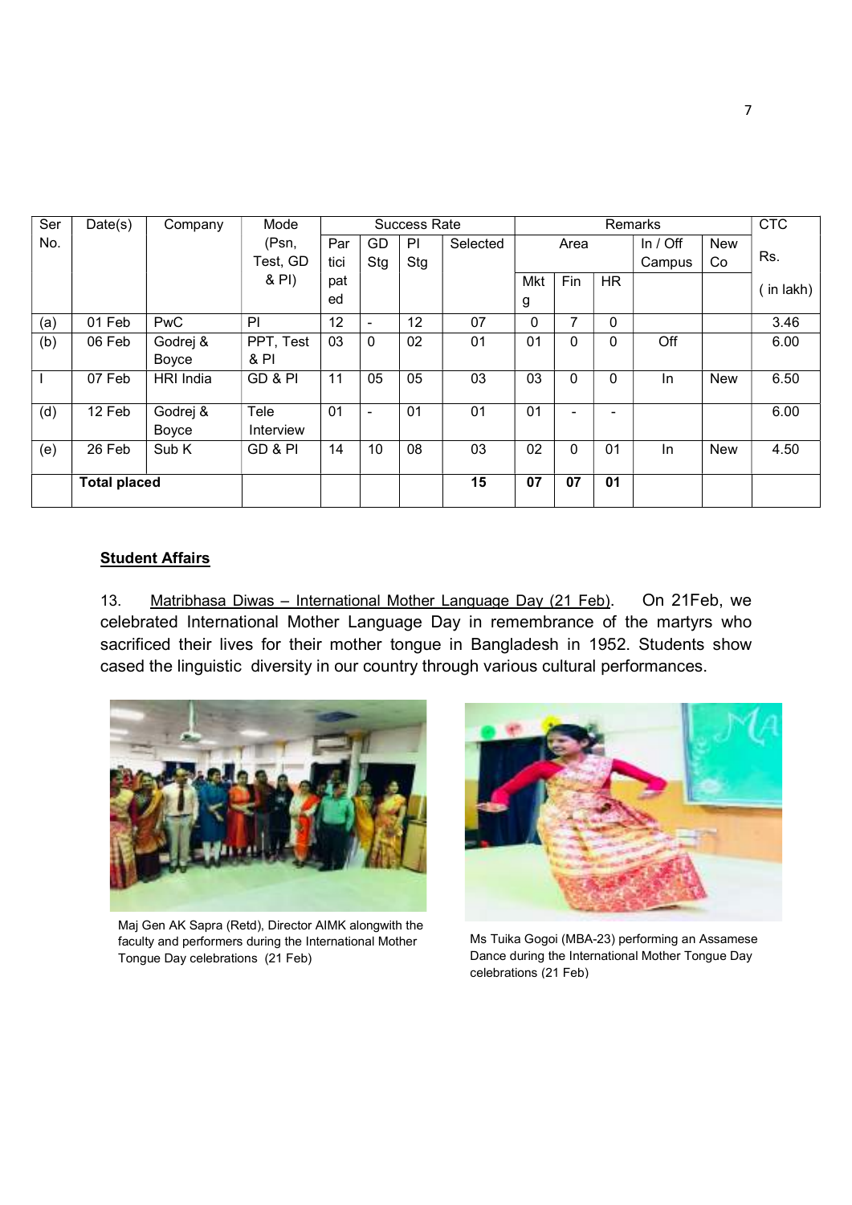| Ser No. | Date(s) | Company | Mode (Psn, Test, GD & PI) | Success Rate | | | | Remarks | | | | | CTC Rs. ( in lakh) |
|---|---|---|---|---|---|---|---|---|---|---|---|---|---|
| | | | | Participated | GD Stg | PI Stg | Selected | Area | | | In / Off Campus | New Co | |
| | | | | | | | | Mktg | Fin | HR | | | |
| (a) | 01 Feb | PwC | PI | 12 | - | 12 | 07 | 0 | 7 | 0 | | | 3.46 |
| (b) | 06 Feb | Godrej & Boyce | PPT, Test & PI | 03 | 0 | 02 | 01 | 01 | 0 | 0 | Off | | 6.00 |
| I | 07 Feb | HRI India | GD & PI | 11 | 05 | 05 | 03 | 03 | 0 | 0 | In | New | 6.50 |
| (d) | 12 Feb | Godrej & Boyce | Tele Interview | 01 | - | 01 | 01 | 01 | - | - | | | 6.00 |
| (e) | 26 Feb | Sub K | GD & PI | 14 | 10 | 08 | 03 | 02 | 0 | 01 | In | New | 4.50 |
| | **Total placed** | | | | | | **15** | **07** | **07** | **01** | | | |

## Student Affairs

13. Matribhasa Diwas – International Mother Language Day (21 Feb). On 21Feb, we celebrated International Mother Language Day in remembrance of the martyrs who sacrificed their lives for their mother tongue in Bangladesh in 1952. Students show cased the linguistic diversity in our country through various cultural performances.

Maj Gen AK Sapra (Retd), Director AIMK alongwith the faculty and performers during the International Mother Tongue Day celebrations (21 Feb)

Ms Tuika Gogoi (MBA-23) performing an Assamese Dance during the International Mother Tongue Day celebrations (21 Feb)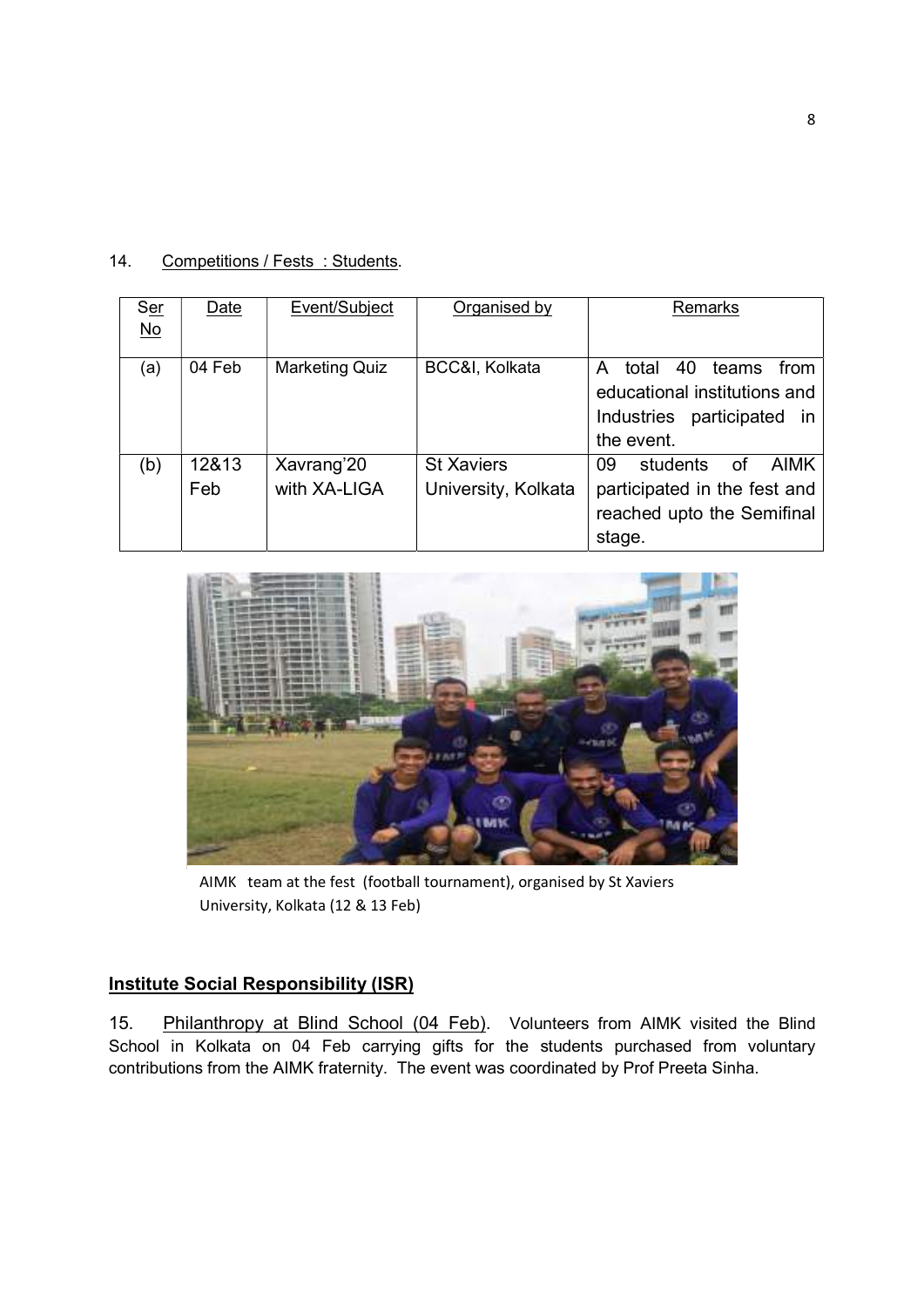14. Competitions / Fests : Students.

| Ser No | Date | Event/Subject | Organised by | Remarks |
|---|---|---|---|---|
| (a) | 04 Feb | Marketing Quiz | BCC&I, Kolkata | A total 40 teams from educational institutions and Industries participated in the event. |
| (b) | 12&13 Feb | Xavrang'20 with XA-LIGA | St Xaviers University, Kolkata | 09 students of AIMK participated in the fest and reached upto the Semifinal stage. |

AIMK team at the fest (football tournament), organised by St Xaviers University, Kolkata (12 & 13 Feb)

## Institute Social Responsibility (ISR)

15. Philanthropy at Blind School (04 Feb). Volunteers from AIMK visited the Blind School in Kolkata on 04 Feb carrying gifts for the students purchased from voluntary contributions from the AIMK fraternity. The event was coordinated by Prof Preeta Sinha.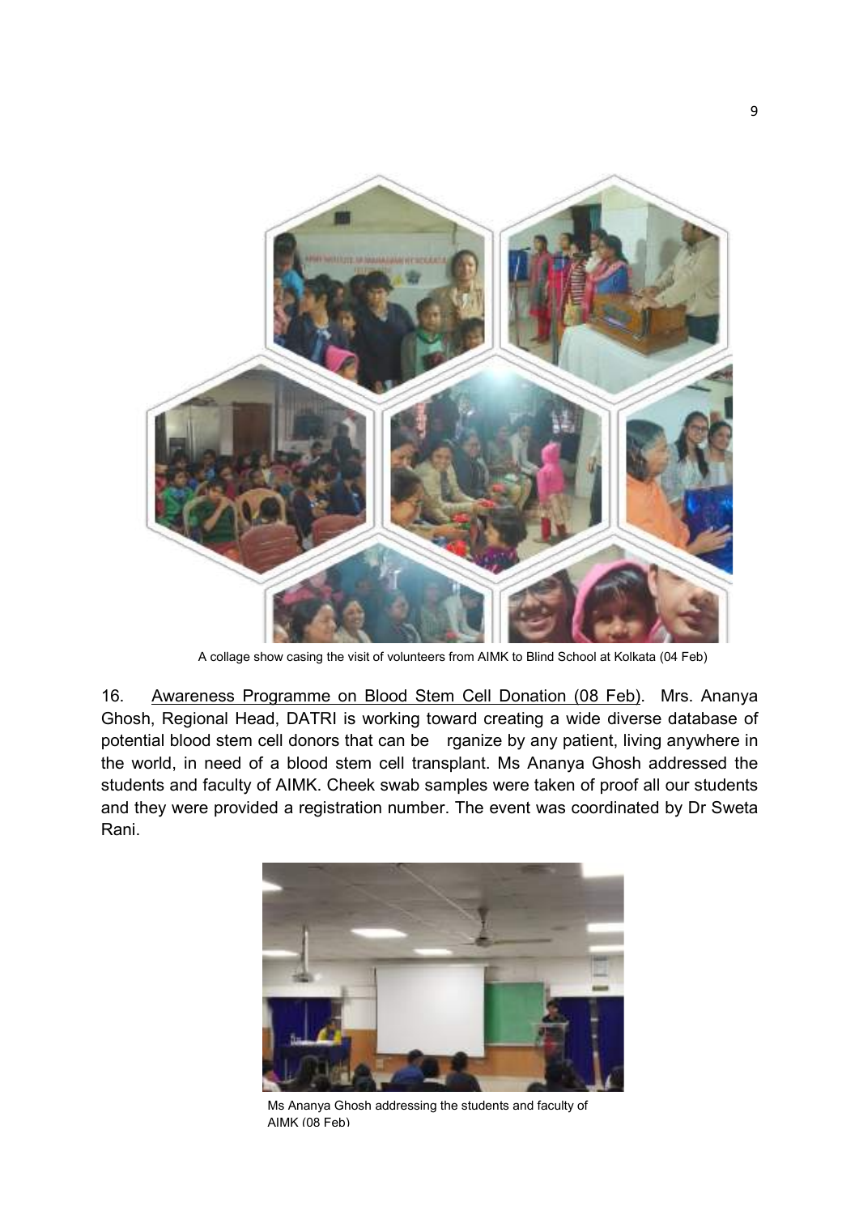A collage show casing the visit of volunteers from AIMK to Blind School at Kolkata (04 Feb)

16. Awareness Programme on Blood Stem Cell Donation (08 Feb). Mrs. Ananya Ghosh, Regional Head, DATRI is working toward creating a wide diverse database of potential blood stem cell donors that can be rganize by any patient, living anywhere in the world, in need of a blood stem cell transplant. Ms Ananya Ghosh addressed the students and faculty of AIMK. Cheek swab samples were taken of proof all our students and they were provided a registration number. The event was coordinated by Dr Sweta Rani.

Ms Ananya Ghosh addressing the students and faculty of AIMK (08 Feb)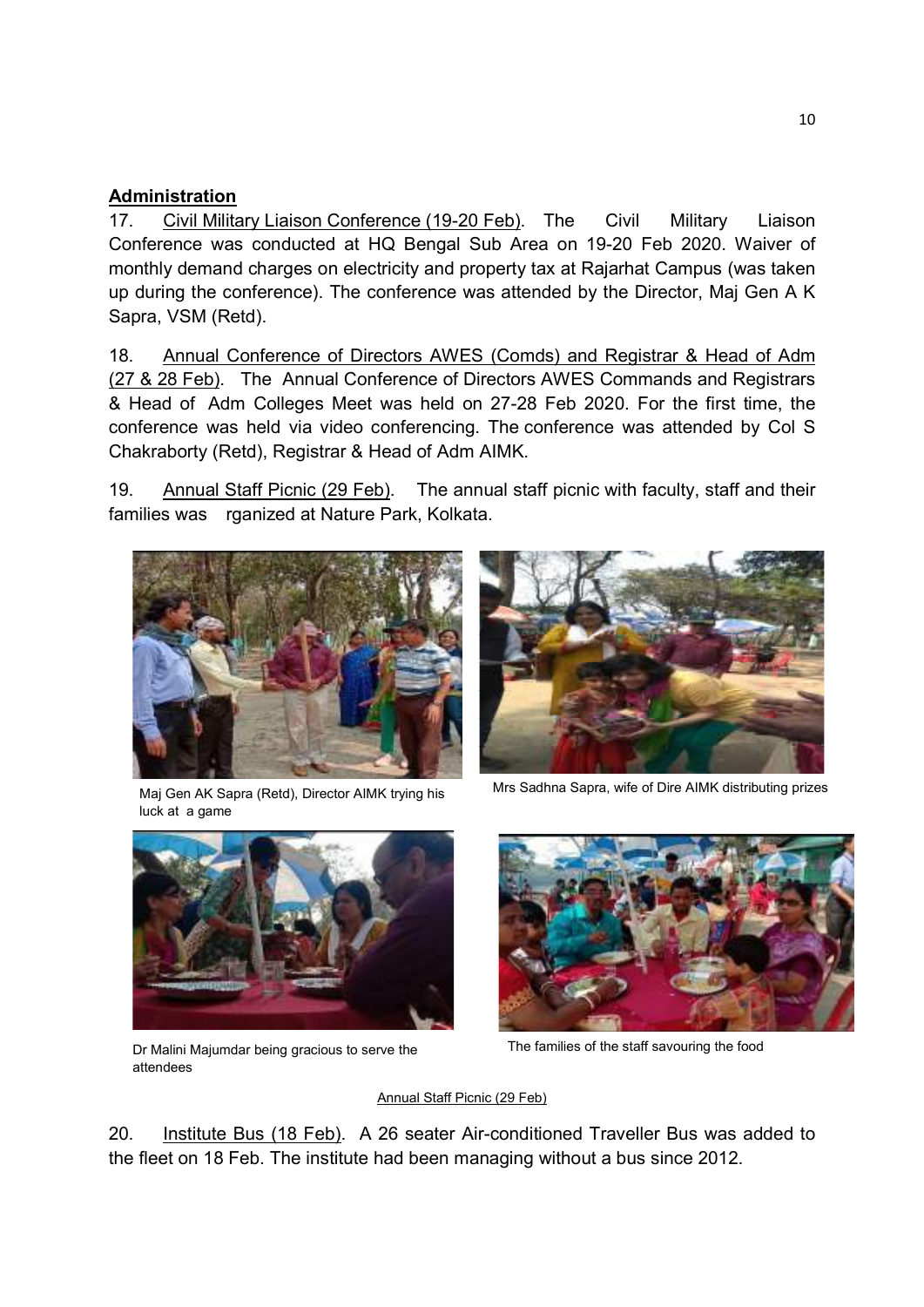**Administration**

17. Civil Military Liaison Conference (19-20 Feb). The Civil Military Liaison Conference was conducted at HQ Bengal Sub Area on 19-20 Feb 2020. Waiver of monthly demand charges on electricity and property tax at Rajarhat Campus (was taken up during the conference). The conference was attended by the Director, Maj Gen A K Sapra, VSM (Retd).

18. Annual Conference of Directors AWES (Comds) and Registrar & Head of Adm (27 & 28 Feb). The Annual Conference of Directors AWES Commands and Registrars & Head of Adm Colleges Meet was held on 27-28 Feb 2020. For the first time, the conference was held via video conferencing. The conference was attended by Col S Chakraborty (Retd), Registrar & Head of Adm AIMK.

19. Annual Staff Picnic (29 Feb). The annual staff picnic with faculty, staff and their families was rganized at Nature Park, Kolkata.

Maj Gen AK Sapra (Retd), Director AIMK trying his luck at a game

Mrs Sadhna Sapra, wife of Dire AIMK distributing prizes

Dr Malini Majumdar being gracious to serve the attendees

The families of the staff savouring the food

Annual Staff Picnic (29 Feb)

20. Institute Bus (18 Feb). A 26 seater Air-conditioned Traveller Bus was added to the fleet on 18 Feb. The institute had been managing without a bus since 2012.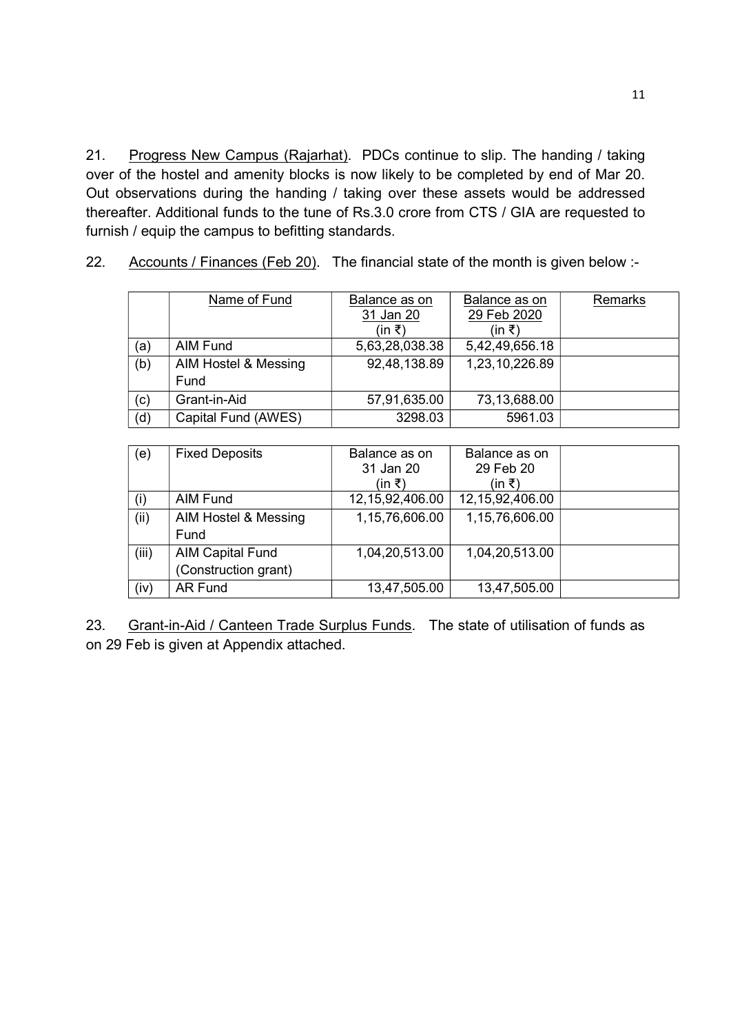21. Progress New Campus (Rajarhat). PDCs continue to slip. The handing / taking over of the hostel and amenity blocks is now likely to be completed by end of Mar 20. Out observations during the handing / taking over these assets would be addressed thereafter. Additional funds to the tune of Rs.3.0 crore from CTS / GIA are requested to furnish / equip the campus to befitting standards.

22. Accounts / Finances (Feb 20). The financial state of the month is given below :-

| | Name of Fund | Balance as on 31 Jan 20 (in ₹) | Balance as on 29 Feb 2020 (in ₹) | Remarks |
|---|---|---|---|---|
| (a) | AIM Fund | 5,63,28,038.38 | 5,42,49,656.18 | |
| (b) | AIM Hostel & Messing Fund | 92,48,138.89 | 1,23,10,226.89 | |
| (c) | Grant-in-Aid | 57,91,635.00 | 73,13,688.00 | |
| (d) | Capital Fund (AWES) | 3298.03 | 5961.03 | |

| (e) | Fixed Deposits | Balance as on 31 Jan 20 (in ₹) | Balance as on 29 Feb 20 (in ₹) | |
|---|---|---|---|---|
| (i) | AIM Fund | 12,15,92,406.00 | 12,15,92,406.00 | |
| (ii) | AIM Hostel & Messing Fund | 1,15,76,606.00 | 1,15,76,606.00 | |
| (iii) | AIM Capital Fund (Construction grant) | 1,04,20,513.00 | 1,04,20,513.00 | |
| (iv) | AR Fund | 13,47,505.00 | 13,47,505.00 | |

23. Grant-in-Aid / Canteen Trade Surplus Funds. The state of utilisation of funds as on 29 Feb is given at Appendix attached.